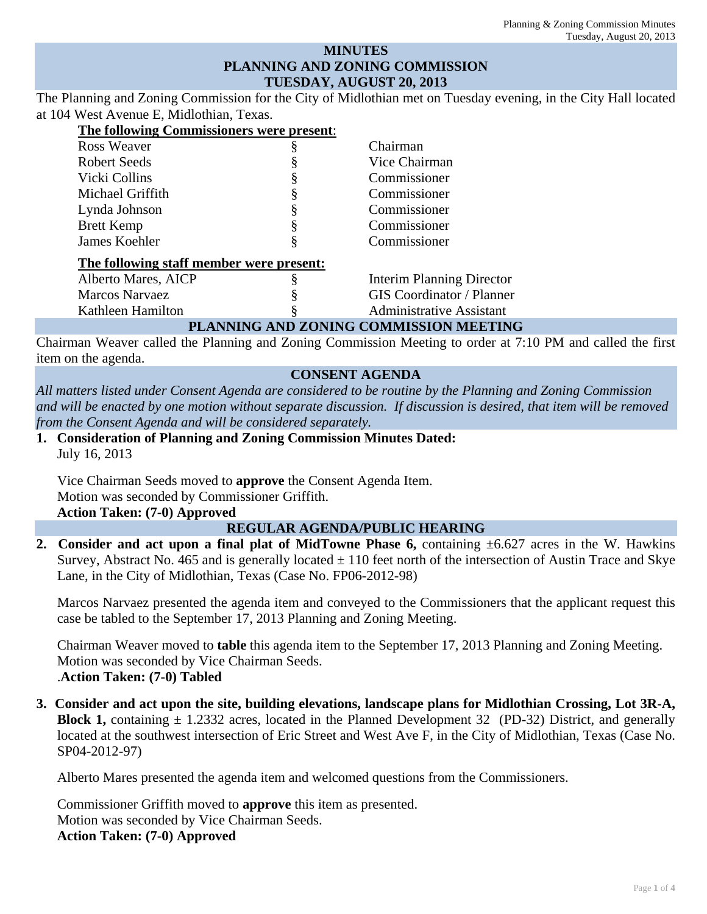# MINUTES
# PLANNING AND ZONING COMMISSION
# TUESDAY, AUGUST 20, 2013

The Planning and Zoning Commission for the City of Midlothian met on Tuesday evening, in the City Hall located at 104 West Avenue E, Midlothian, Texas.

**The following Commissioners were present:**

| | | |
|---|---|---|
| Ross Weaver | § | Chairman |
| Robert Seeds | § | Vice Chairman |
| Vicki Collins | § | Commissioner |
| Michael Griffith | § | Commissioner |
| Lynda Johnson | § | Commissioner |
| Brett Kemp | § | Commissioner |
| James Koehler | § | Commissioner |

**The following staff member were present:**

| | | |
|---|---|---|
| Alberto Mares, AICP | § | Interim Planning Director |
| Marcos Narvaez | § | GIS Coordinator / Planner |
| Kathleen Hamilton | § | Administrative Assistant |

## PLANNING AND ZONING COMMISSION MEETING

Chairman Weaver called the Planning and Zoning Commission Meeting to order at 7:10 PM and called the first item on the agenda.

## CONSENT AGENDA

*All matters listed under Consent Agenda are considered to be routine by the Planning and Zoning Commission and will be enacted by one motion without separate discussion. If discussion is desired, that item will be removed from the Consent Agenda and will be considered separately.*

1. **Consideration of Planning and Zoning Commission Minutes Dated:**
   July 16, 2013

   Vice Chairman Seeds moved to **approve** the Consent Agenda Item.
   Motion was seconded by Commissioner Griffith.
   **Action Taken: (7-0) Approved**

## REGULAR AGENDA/PUBLIC HEARING

2. **Consider and act upon a final plat of MidTowne Phase 6,** containing ±6.627 acres in the W. Hawkins Survey, Abstract No. 465 and is generally located ± 110 feet north of the intersection of Austin Trace and Skye Lane, in the City of Midlothian, Texas (Case No. FP06-2012-98)

   Marcos Narvaez presented the agenda item and conveyed to the Commissioners that the applicant request this case be tabled to the September 17, 2013 Planning and Zoning Meeting.

   Chairman Weaver moved to **table** this agenda item to the September 17, 2013 Planning and Zoning Meeting.
   Motion was seconded by Vice Chairman Seeds.
   .**Action Taken: (7-0) Tabled**

3. **Consider and act upon the site, building elevations, landscape plans for Midlothian Crossing, Lot 3R-A, Block 1,** containing ± 1.2332 acres, located in the Planned Development 32 (PD-32) District, and generally located at the southwest intersection of Eric Street and West Ave F, in the City of Midlothian, Texas (Case No. SP04-2012-97)

   Alberto Mares presented the agenda item and welcomed questions from the Commissioners.

   Commissioner Griffith moved to **approve** this item as presented.
   Motion was seconded by Vice Chairman Seeds.
   **Action Taken: (7-0) Approved**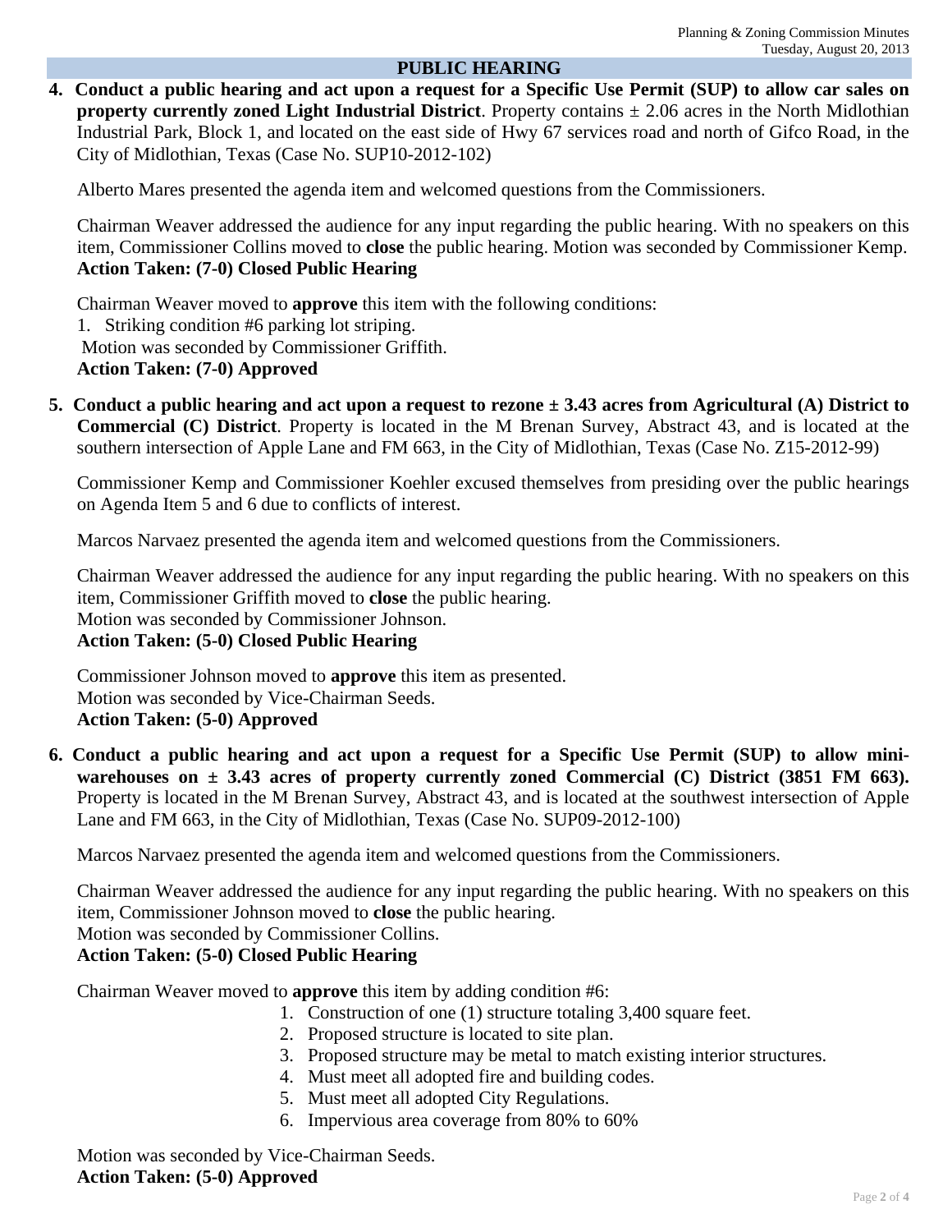## PUBLIC HEARING

4. **Conduct a public hearing and act upon a request for a Specific Use Permit (SUP) to allow car sales on property currently zoned Light Industrial District**. Property contains ± 2.06 acres in the North Midlothian Industrial Park, Block 1, and located on the east side of Hwy 67 services road and north of Gifco Road, in the City of Midlothian, Texas (Case No. SUP10-2012-102)

   Alberto Mares presented the agenda item and welcomed questions from the Commissioners.

   Chairman Weaver addressed the audience for any input regarding the public hearing. With no speakers on this item, Commissioner Collins moved to **close** the public hearing. Motion was seconded by Commissioner Kemp.
   **Action Taken: (7-0) Closed Public Hearing**

   Chairman Weaver moved to **approve** this item with the following conditions:
   1. Striking condition #6 parking lot striping.

   Motion was seconded by Commissioner Griffith.
   **Action Taken: (7-0) Approved**

5. **Conduct a public hearing and act upon a request to rezone ± 3.43 acres from Agricultural (A) District to Commercial (C) District**. Property is located in the M Brenan Survey, Abstract 43, and is located at the southern intersection of Apple Lane and FM 663, in the City of Midlothian, Texas (Case No. Z15-2012-99)

   Commissioner Kemp and Commissioner Koehler excused themselves from presiding over the public hearings on Agenda Item 5 and 6 due to conflicts of interest.

   Marcos Narvaez presented the agenda item and welcomed questions from the Commissioners.

   Chairman Weaver addressed the audience for any input regarding the public hearing. With no speakers on this item, Commissioner Griffith moved to **close** the public hearing.
   Motion was seconded by Commissioner Johnson.
   **Action Taken: (5-0) Closed Public Hearing**

   Commissioner Johnson moved to **approve** this item as presented.
   Motion was seconded by Vice-Chairman Seeds.
   **Action Taken: (5-0) Approved**

6. **Conduct a public hearing and act upon a request for a Specific Use Permit (SUP) to allow mini-warehouses on ± 3.43 acres of property currently zoned Commercial (C) District (3851 FM 663).** Property is located in the M Brenan Survey, Abstract 43, and is located at the southwest intersection of Apple Lane and FM 663, in the City of Midlothian, Texas (Case No. SUP09-2012-100)

   Marcos Narvaez presented the agenda item and welcomed questions from the Commissioners.

   Chairman Weaver addressed the audience for any input regarding the public hearing. With no speakers on this item, Commissioner Johnson moved to **close** the public hearing.
   Motion was seconded by Commissioner Collins.
   **Action Taken: (5-0) Closed Public Hearing**

   Chairman Weaver moved to **approve** this item by adding condition #6:
   1. Construction of one (1) structure totaling 3,400 square feet.
   2. Proposed structure is located to site plan.
   3. Proposed structure may be metal to match existing interior structures.
   4. Must meet all adopted fire and building codes.
   5. Must meet all adopted City Regulations.
   6. Impervious area coverage from 80% to 60%

   Motion was seconded by Vice-Chairman Seeds.
   **Action Taken: (5-0) Approved**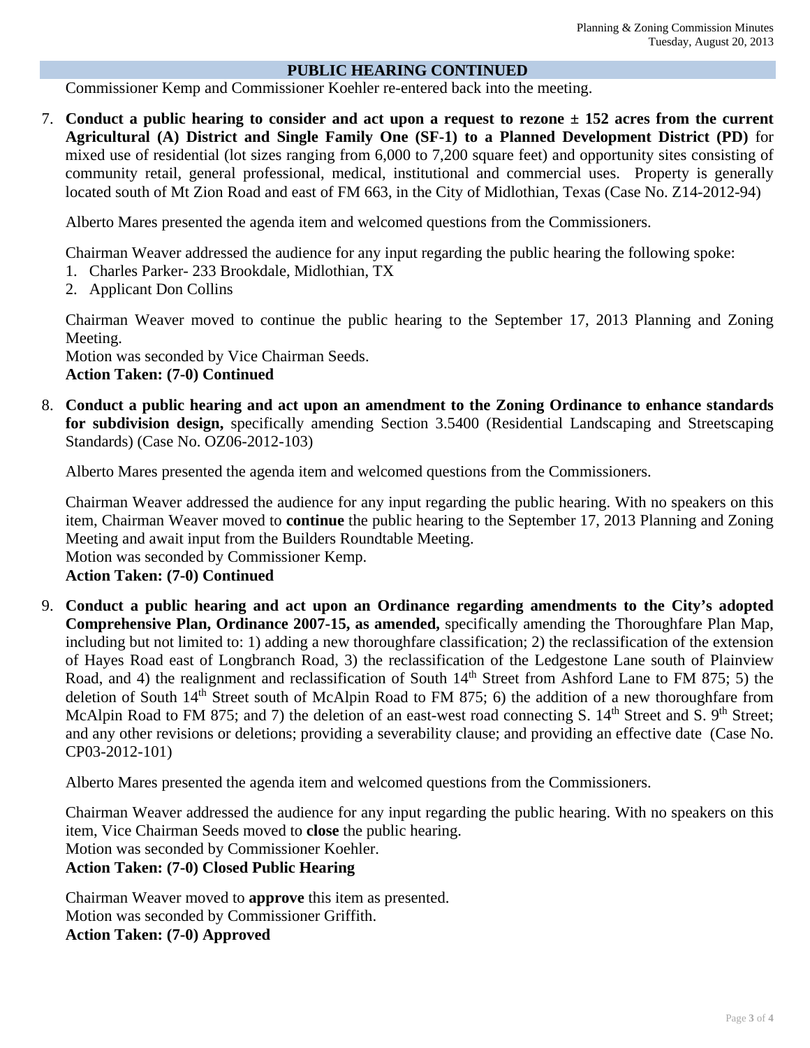## PUBLIC HEARING CONTINUED

Commissioner Kemp and Commissioner Koehler re-entered back into the meeting.

7. **Conduct a public hearing to consider and act upon a request to rezone ± 152 acres from the current Agricultural (A) District and Single Family One (SF-1) to a Planned Development District (PD)** for mixed use of residential (lot sizes ranging from 6,000 to 7,200 square feet) and opportunity sites consisting of community retail, general professional, medical, institutional and commercial uses. Property is generally located south of Mt Zion Road and east of FM 663, in the City of Midlothian, Texas (Case No. Z14-2012-94)

   Alberto Mares presented the agenda item and welcomed questions from the Commissioners.

   Chairman Weaver addressed the audience for any input regarding the public hearing the following spoke:
   1. Charles Parker- 233 Brookdale, Midlothian, TX
   2. Applicant Don Collins

   Chairman Weaver moved to continue the public hearing to the September 17, 2013 Planning and Zoning Meeting.
   Motion was seconded by Vice Chairman Seeds.
   **Action Taken: (7-0) Continued**

8. **Conduct a public hearing and act upon an amendment to the Zoning Ordinance to enhance standards for subdivision design,** specifically amending Section 3.5400 (Residential Landscaping and Streetscaping Standards) (Case No. OZ06-2012-103)

   Alberto Mares presented the agenda item and welcomed questions from the Commissioners.

   Chairman Weaver addressed the audience for any input regarding the public hearing. With no speakers on this item, Chairman Weaver moved to **continue** the public hearing to the September 17, 2013 Planning and Zoning Meeting and await input from the Builders Roundtable Meeting.
   Motion was seconded by Commissioner Kemp.
   **Action Taken: (7-0) Continued**

9. **Conduct a public hearing and act upon an Ordinance regarding amendments to the City's adopted Comprehensive Plan, Ordinance 2007-15, as amended,** specifically amending the Thoroughfare Plan Map, including but not limited to: 1) adding a new thoroughfare classification; 2) the reclassification of the extension of Hayes Road east of Longbranch Road, 3) the reclassification of the Ledgestone Lane south of Plainview Road, and 4) the realignment and reclassification of South 14th Street from Ashford Lane to FM 875; 5) the deletion of South 14th Street south of McAlpin Road to FM 875; 6) the addition of a new thoroughfare from McAlpin Road to FM 875; and 7) the deletion of an east-west road connecting S. 14th Street and S. 9th Street; and any other revisions or deletions; providing a severability clause; and providing an effective date (Case No. CP03-2012-101)

   Alberto Mares presented the agenda item and welcomed questions from the Commissioners.

   Chairman Weaver addressed the audience for any input regarding the public hearing. With no speakers on this item, Vice Chairman Seeds moved to **close** the public hearing.
   Motion was seconded by Commissioner Koehler.
   **Action Taken: (7-0) Closed Public Hearing**

   Chairman Weaver moved to **approve** this item as presented.
   Motion was seconded by Commissioner Griffith.
   **Action Taken: (7-0) Approved**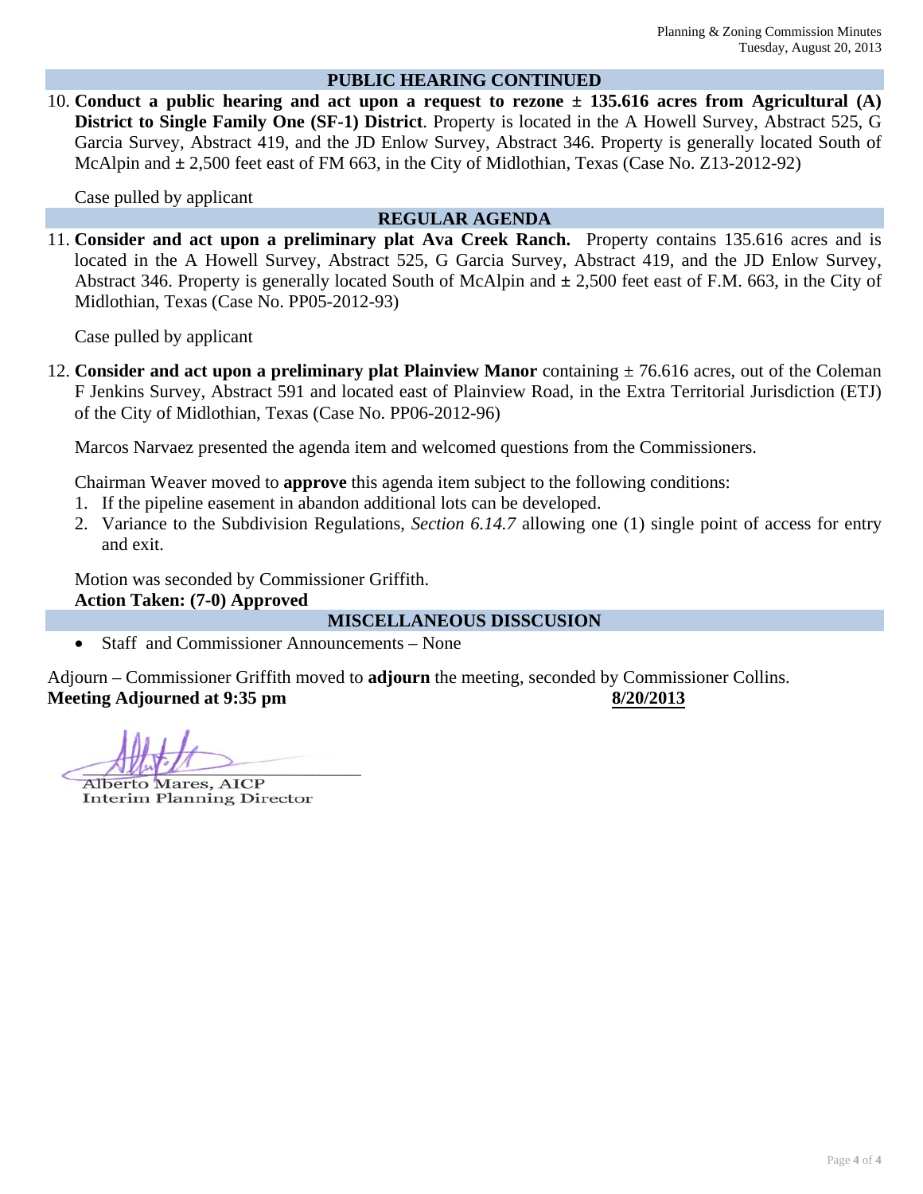## PUBLIC HEARING CONTINUED

10. **Conduct a public hearing and act upon a request to rezone ± 135.616 acres from Agricultural (A) District to Single Family One (SF-1) District**. Property is located in the A Howell Survey, Abstract 525, G Garcia Survey, Abstract 419, and the JD Enlow Survey, Abstract 346. Property is generally located South of McAlpin and ± 2,500 feet east of FM 663, in the City of Midlothian, Texas (Case No. Z13-2012-92)

    Case pulled by applicant

## REGULAR AGENDA

11. **Consider and act upon a preliminary plat Ava Creek Ranch.** Property contains 135.616 acres and is located in the A Howell Survey, Abstract 525, G Garcia Survey, Abstract 419, and the JD Enlow Survey, Abstract 346. Property is generally located South of McAlpin and ± 2,500 feet east of F.M. 663, in the City of Midlothian, Texas (Case No. PP05-2012-93)

    Case pulled by applicant

12. **Consider and act upon a preliminary plat Plainview Manor** containing ± 76.616 acres, out of the Coleman F Jenkins Survey, Abstract 591 and located east of Plainview Road, in the Extra Territorial Jurisdiction (ETJ) of the City of Midlothian, Texas (Case No. PP06-2012-96)

    Marcos Narvaez presented the agenda item and welcomed questions from the Commissioners.

    Chairman Weaver moved to **approve** this agenda item subject to the following conditions:

    1. If the pipeline easement in abandon additional lots can be developed.
    2. Variance to the Subdivision Regulations, *Section 6.14.7* allowing one (1) single point of access for entry and exit.

    Motion was seconded by Commissioner Griffith.
    **Action Taken: (7-0) Approved**

## MISCELLANEOUS DISSCUSION

- Staff and Commissioner Announcements – None

Adjourn – Commissioner Griffith moved to **adjourn** the meeting, seconded by Commissioner Collins.
**Meeting Adjourned at 9:35 pm** **8/20/2013**

Alberto Mares, AICP
Interim Planning Director